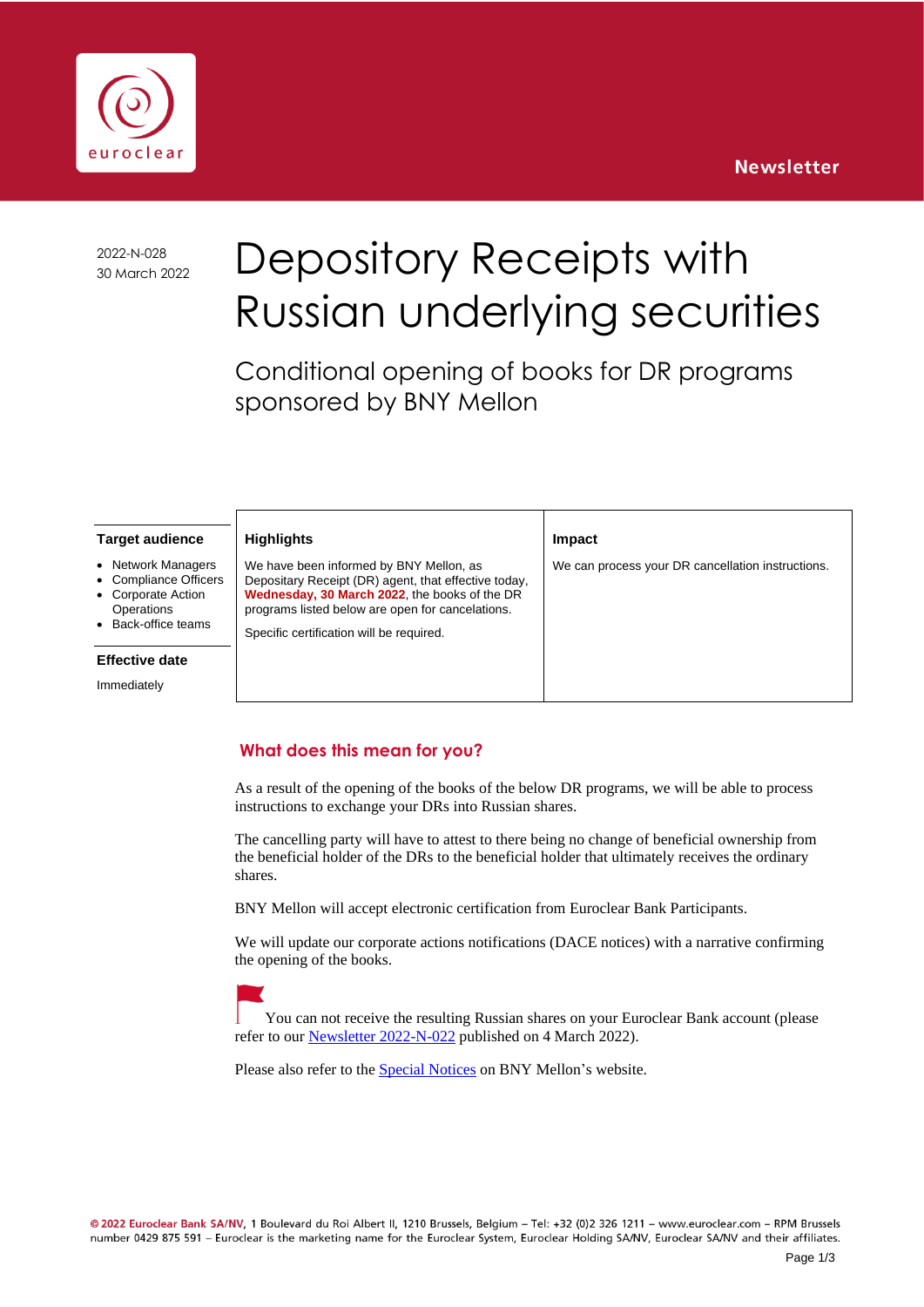Newsletter

2022-N-028
30 March 2022

# Depository Receipts with Russian underlying securities

## Conditional opening of books for DR programs sponsored by BNY Mellon

**Target audience**

- Network Managers
- Compliance Officers
- Corporate Action Operations
- Back-office teams

**Effective date**

Immediately

**Highlights**

We have been informed by BNY Mellon, as Depositary Receipt (DR) agent, that effective today, **Wednesday, 30 March 2022**, the books of the DR programs listed below are open for cancelations.

Specific certification will be required.

**Impact**

We can process your DR cancellation instructions.

## What does this mean for you?

As a result of the opening of the books of the below DR programs, we will be able to process instructions to exchange your DRs into Russian shares.

The cancelling party will have to attest to there being no change of beneficial ownership from the beneficial holder of the DRs to the beneficial holder that ultimately receives the ordinary shares.

BNY Mellon will accept electronic certification from Euroclear Bank Participants.

We will update our corporate actions notifications (DACE notices) with a narrative confirming the opening of the books.

You can not receive the resulting Russian shares on your Euroclear Bank account (please refer to our Newsletter 2022-N-022 published on 4 March 2022).

Please also refer to the Special Notices on BNY Mellon's website.

© 2022 Euroclear Bank SA/NV, 1 Boulevard du Roi Albert II, 1210 Brussels, Belgium – Tel: +32 (0)2 326 1211 – www.euroclear.com – RPM Brussels number 0429 875 591 – Euroclear is the marketing name for the Euroclear System, Euroclear Holding SA/NV, Euroclear SA/NV and their affiliates.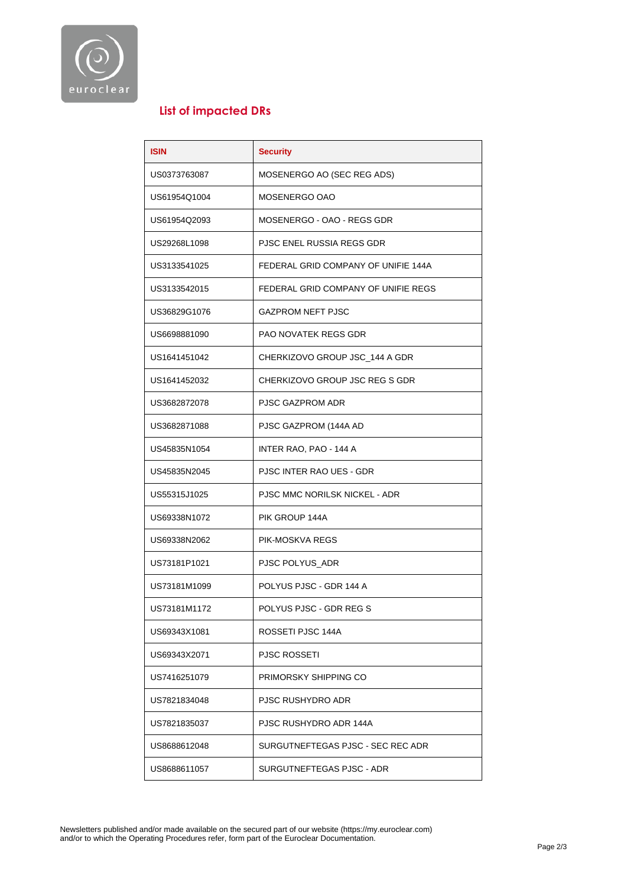## List of impacted DRs

| ISIN | Security |
|---|---|
| US0373763087 | MOSENERGO AO (SEC REG ADS) |
| US61954Q1004 | MOSENERGO OAO |
| US61954Q2093 | MOSENERGO - OAO - REGS GDR |
| US29268L1098 | PJSC ENEL RUSSIA REGS GDR |
| US3133541025 | FEDERAL GRID COMPANY OF UNIFIE 144A |
| US3133542015 | FEDERAL GRID COMPANY OF UNIFIE REGS |
| US36829G1076 | GAZPROM NEFT PJSC |
| US6698881090 | PAO NOVATEK REGS GDR |
| US1641451042 | CHERKIZOVO GROUP JSC_144 A GDR |
| US1641452032 | CHERKIZOVO GROUP JSC REG S GDR |
| US3682872078 | PJSC GAZPROM ADR |
| US3682871088 | PJSC GAZPROM (144A AD |
| US45835N1054 | INTER RAO, PAO - 144 A |
| US45835N2045 | PJSC INTER RAO UES - GDR |
| US55315J1025 | PJSC MMC NORILSK NICKEL - ADR |
| US69338N1072 | PIK GROUP 144A |
| US69338N2062 | PIK-MOSKVA REGS |
| US73181P1021 | PJSC POLYUS_ADR |
| US73181M1099 | POLYUS PJSC - GDR 144 A |
| US73181M1172 | POLYUS PJSC - GDR REG S |
| US69343X1081 | ROSSETI PJSC 144A |
| US69343X2071 | PJSC ROSSETI |
| US7416251079 | PRIMORSKY SHIPPING CO |
| US7821834048 | PJSC RUSHYDRO ADR |
| US7821835037 | PJSC RUSHYDRO ADR 144A |
| US8688612048 | SURGUTNEFTEGAS PJSC - SEC REC ADR |
| US8688611057 | SURGUTNEFTEGAS PJSC - ADR |

Newsletters published and/or made available on the secured part of our website (https://my.euroclear.com) and/or to which the Operating Procedures refer, form part of the Euroclear Documentation.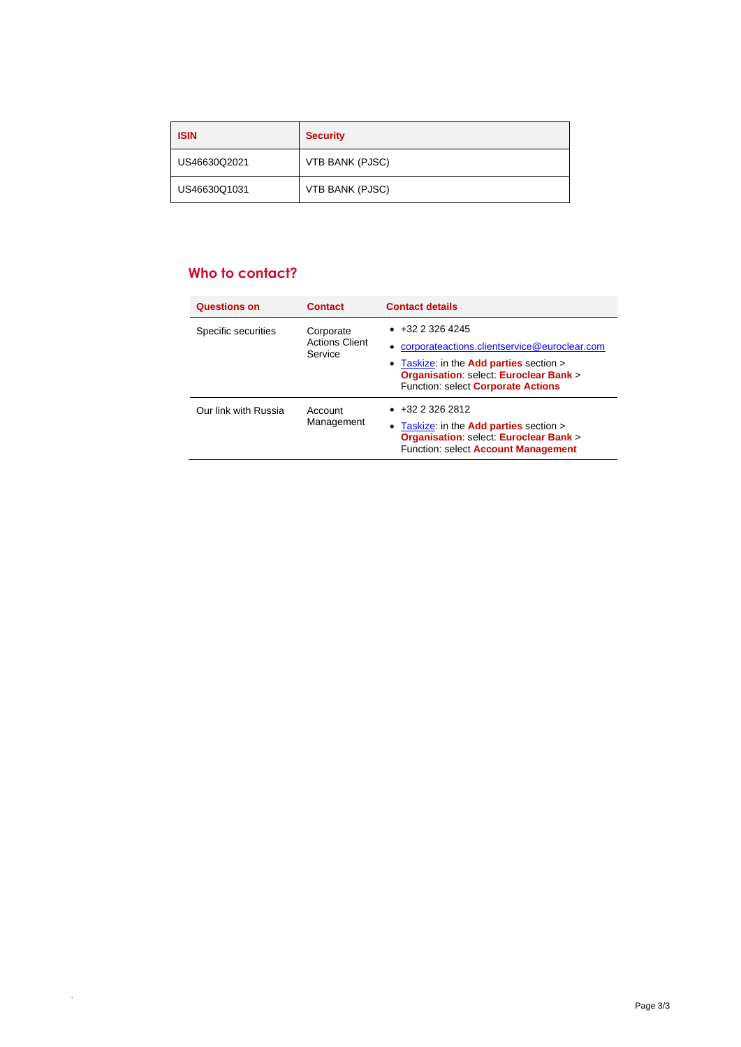| ISIN | Security |
| --- | --- |
| US46630Q2021 | VTB BANK (PJSC) |
| US46630Q1031 | VTB BANK (PJSC) |

## Who to contact?

| Questions on | Contact | Contact details |
| --- | --- | --- |
| Specific securities | Corporate Actions Client Service | • +32 2 326 4245<br>• corporateactions.clientservice@euroclear.com<br>• Taskize: in the **Add parties** section > **Organisation**: select: **Euroclear Bank** > Function: select **Corporate Actions** |
| Our link with Russia | Account Management | • +32 2 326 2812<br>• Taskize: in the **Add parties** section > **Organisation**: select: **Euroclear Bank** > Function: select **Account Management** |